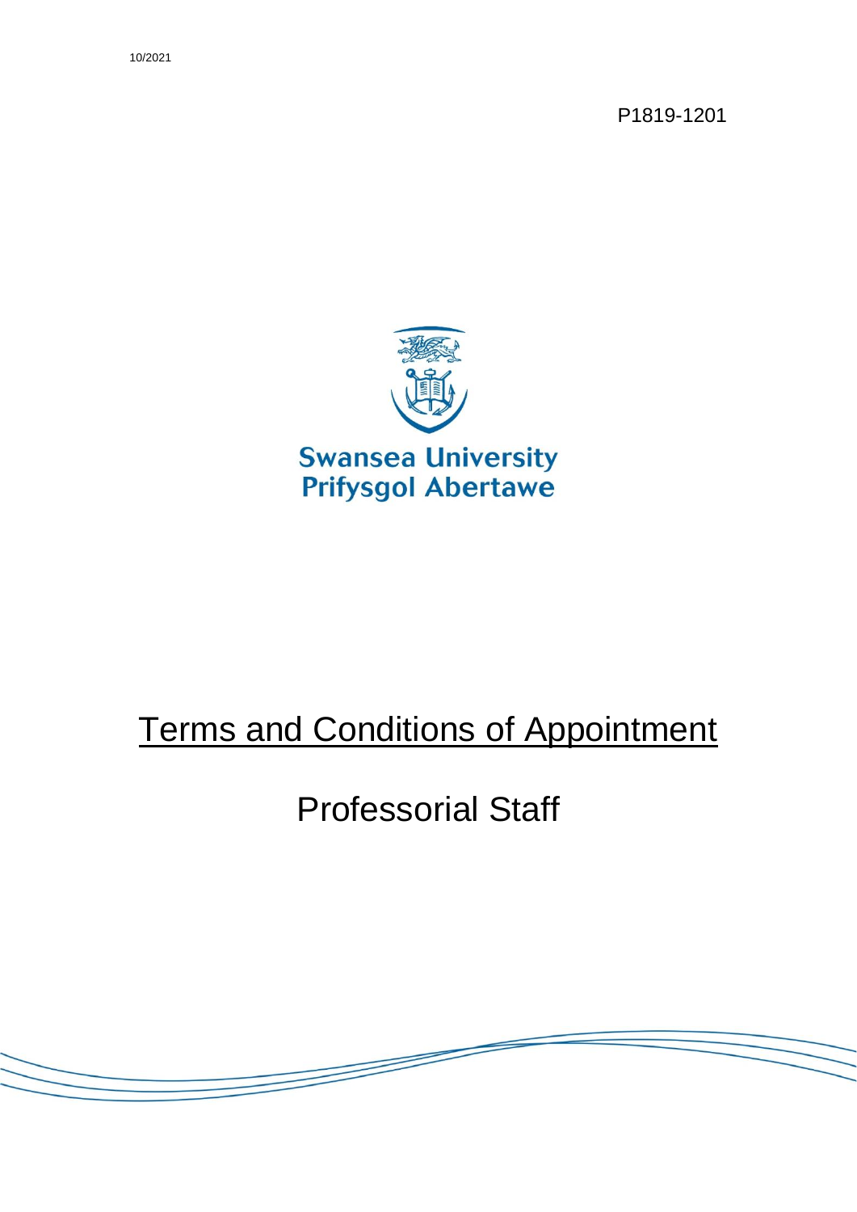10/2021

P1819-1201

Swansea University
Prifysgol Abertawe

# Terms and Conditions of Appointment

## Professorial Staff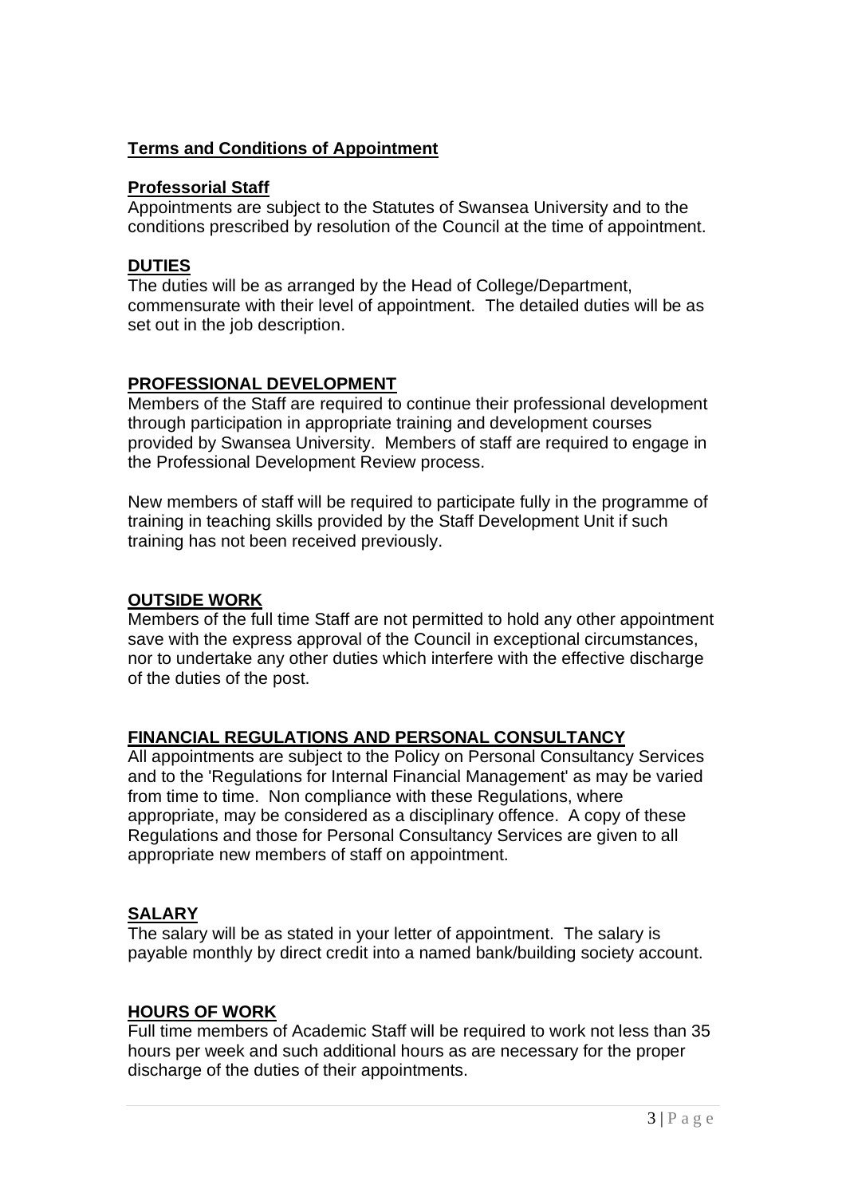## Terms and Conditions of Appointment

### Professorial Staff

Appointments are subject to the Statutes of Swansea University and to the conditions prescribed by resolution of the Council at the time of appointment.

### DUTIES

The duties will be as arranged by the Head of College/Department, commensurate with their level of appointment. The detailed duties will be as set out in the job description.

### PROFESSIONAL DEVELOPMENT

Members of the Staff are required to continue their professional development through participation in appropriate training and development courses provided by Swansea University. Members of staff are required to engage in the Professional Development Review process.

New members of staff will be required to participate fully in the programme of training in teaching skills provided by the Staff Development Unit if such training has not been received previously.

### OUTSIDE WORK

Members of the full time Staff are not permitted to hold any other appointment save with the express approval of the Council in exceptional circumstances, nor to undertake any other duties which interfere with the effective discharge of the duties of the post.

### FINANCIAL REGULATIONS AND PERSONAL CONSULTANCY

All appointments are subject to the Policy on Personal Consultancy Services and to the 'Regulations for Internal Financial Management' as may be varied from time to time. Non compliance with these Regulations, where appropriate, may be considered as a disciplinary offence. A copy of these Regulations and those for Personal Consultancy Services are given to all appropriate new members of staff on appointment.

### SALARY

The salary will be as stated in your letter of appointment. The salary is payable monthly by direct credit into a named bank/building society account.

### HOURS OF WORK

Full time members of Academic Staff will be required to work not less than 35 hours per week and such additional hours as are necessary for the proper discharge of the duties of their appointments.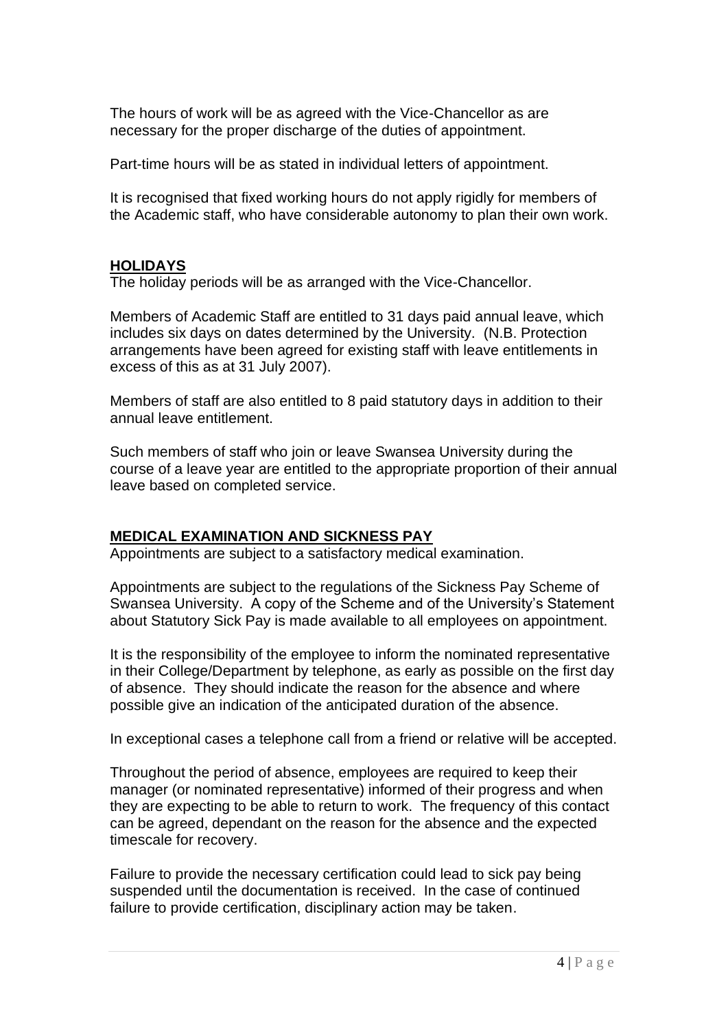The hours of work will be as agreed with the Vice-Chancellor as are necessary for the proper discharge of the duties of appointment.

Part-time hours will be as stated in individual letters of appointment.

It is recognised that fixed working hours do not apply rigidly for members of the Academic staff, who have considerable autonomy to plan their own work.

## HOLIDAYS

The holiday periods will be as arranged with the Vice-Chancellor.

Members of Academic Staff are entitled to 31 days paid annual leave, which includes six days on dates determined by the University. (N.B. Protection arrangements have been agreed for existing staff with leave entitlements in excess of this as at 31 July 2007).

Members of staff are also entitled to 8 paid statutory days in addition to their annual leave entitlement.

Such members of staff who join or leave Swansea University during the course of a leave year are entitled to the appropriate proportion of their annual leave based on completed service.

## MEDICAL EXAMINATION AND SICKNESS PAY

Appointments are subject to a satisfactory medical examination.

Appointments are subject to the regulations of the Sickness Pay Scheme of Swansea University. A copy of the Scheme and of the University's Statement about Statutory Sick Pay is made available to all employees on appointment.

It is the responsibility of the employee to inform the nominated representative in their College/Department by telephone, as early as possible on the first day of absence. They should indicate the reason for the absence and where possible give an indication of the anticipated duration of the absence.

In exceptional cases a telephone call from a friend or relative will be accepted.

Throughout the period of absence, employees are required to keep their manager (or nominated representative) informed of their progress and when they are expecting to be able to return to work. The frequency of this contact can be agreed, dependant on the reason for the absence and the expected timescale for recovery.

Failure to provide the necessary certification could lead to sick pay being suspended until the documentation is received. In the case of continued failure to provide certification, disciplinary action may be taken.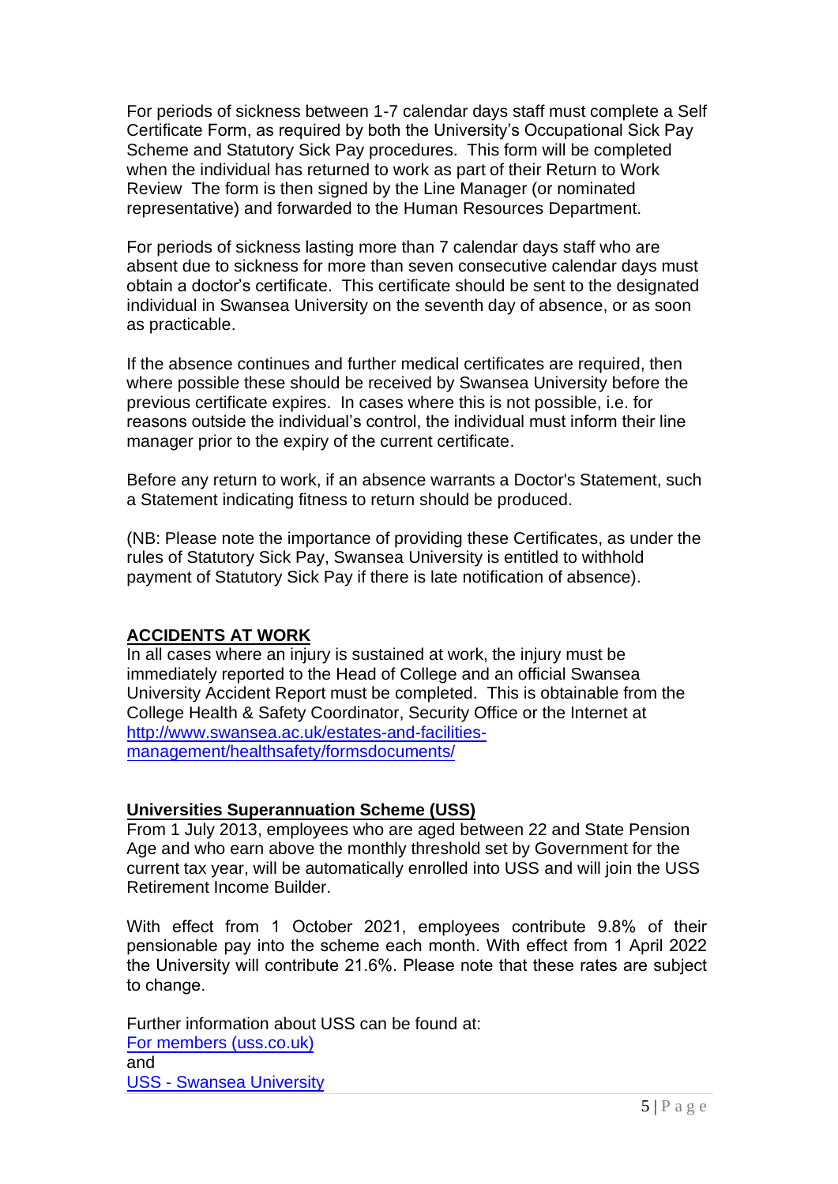For periods of sickness between 1-7 calendar days staff must complete a Self Certificate Form, as required by both the University's Occupational Sick Pay Scheme and Statutory Sick Pay procedures. This form will be completed when the individual has returned to work as part of their Return to Work Review The form is then signed by the Line Manager (or nominated representative) and forwarded to the Human Resources Department.

For periods of sickness lasting more than 7 calendar days staff who are absent due to sickness for more than seven consecutive calendar days must obtain a doctor's certificate. This certificate should be sent to the designated individual in Swansea University on the seventh day of absence, or as soon as practicable.

If the absence continues and further medical certificates are required, then where possible these should be received by Swansea University before the previous certificate expires. In cases where this is not possible, i.e. for reasons outside the individual's control, the individual must inform their line manager prior to the expiry of the current certificate.

Before any return to work, if an absence warrants a Doctor's Statement, such a Statement indicating fitness to return should be produced.

(NB: Please note the importance of providing these Certificates, as under the rules of Statutory Sick Pay, Swansea University is entitled to withhold payment of Statutory Sick Pay if there is late notification of absence).

## **ACCIDENTS AT WORK**

In all cases where an injury is sustained at work, the injury must be immediately reported to the Head of College and an official Swansea University Accident Report must be completed. This is obtainable from the College Health & Safety Coordinator, Security Office or the Internet at [http://www.swansea.ac.uk/estates-and-facilities-management/healthsafety/formsdocuments/](http://www.swansea.ac.uk/estates-and-facilities-management/healthsafety/formsdocuments/)

## **Universities Superannuation Scheme (USS)**

From 1 July 2013, employees who are aged between 22 and State Pension Age and who earn above the monthly threshold set by Government for the current tax year, will be automatically enrolled into USS and will join the USS Retirement Income Builder.

With effect from 1 October 2021, employees contribute 9.8% of their pensionable pay into the scheme each month. With effect from 1 April 2022 the University will contribute 21.6%. Please note that these rates are subject to change.

Further information about USS can be found at:
For members (uss.co.uk)
and
USS - Swansea University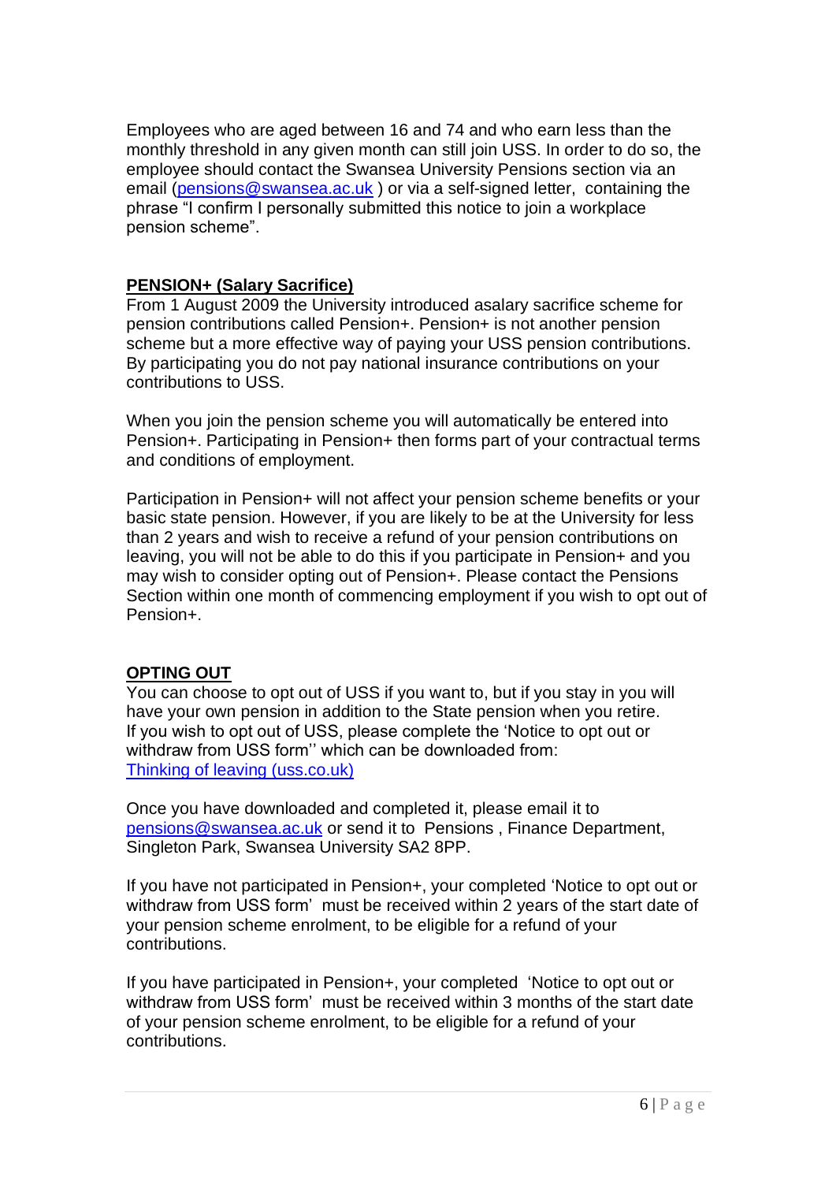Employees who are aged between 16 and 74 and who earn less than the monthly threshold in any given month can still join USS. In order to do so, the employee should contact the Swansea University Pensions section via an email ([pensions@swansea.ac.uk](mailto:pensions@swansea.ac.uk) ) or via a self-signed letter, containing the phrase "I confirm I personally submitted this notice to join a workplace pension scheme".

## PENSION+ (Salary Sacrifice)

From 1 August 2009 the University introduced asalary sacrifice scheme for pension contributions called Pension+. Pension+ is not another pension scheme but a more effective way of paying your USS pension contributions. By participating you do not pay national insurance contributions on your contributions to USS.

When you join the pension scheme you will automatically be entered into Pension+. Participating in Pension+ then forms part of your contractual terms and conditions of employment.

Participation in Pension+ will not affect your pension scheme benefits or your basic state pension. However, if you are likely to be at the University for less than 2 years and wish to receive a refund of your pension contributions on leaving, you will not be able to do this if you participate in Pension+ and you may wish to consider opting out of Pension+. Please contact the Pensions Section within one month of commencing employment if you wish to opt out of Pension+.

## OPTING OUT

You can choose to opt out of USS if you want to, but if you stay in you will have your own pension in addition to the State pension when you retire. If you wish to opt out of USS, please complete the 'Notice to opt out or withdraw from USS form'' which can be downloaded from: [Thinking of leaving (uss.co.uk)]()

Once you have downloaded and completed it, please email it to [pensions@swansea.ac.uk](mailto:pensions@swansea.ac.uk) or send it to Pensions , Finance Department, Singleton Park, Swansea University SA2 8PP.

If you have not participated in Pension+, your completed 'Notice to opt out or withdraw from USS form' must be received within 2 years of the start date of your pension scheme enrolment, to be eligible for a refund of your contributions.

If you have participated in Pension+, your completed 'Notice to opt out or withdraw from USS form' must be received within 3 months of the start date of your pension scheme enrolment, to be eligible for a refund of your contributions.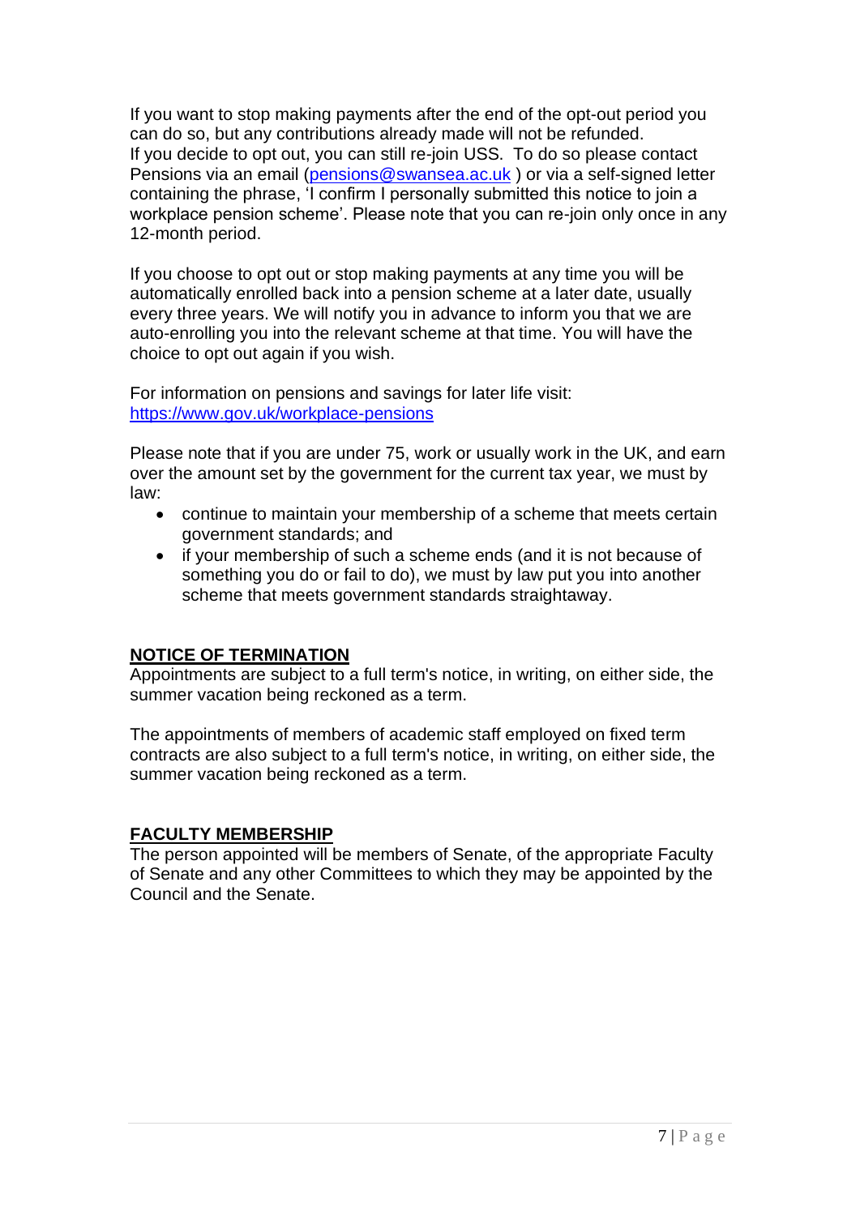If you want to stop making payments after the end of the opt-out period you can do so, but any contributions already made will not be refunded.
If you decide to opt out, you can still re-join USS. To do so please contact Pensions via an email (pensions@swansea.ac.uk) or via a self-signed letter containing the phrase, 'I confirm I personally submitted this notice to join a workplace pension scheme'. Please note that you can re-join only once in any 12-month period.

If you choose to opt out or stop making payments at any time you will be automatically enrolled back into a pension scheme at a later date, usually every three years. We will notify you in advance to inform you that we are auto-enrolling you into the relevant scheme at that time. You will have the choice to opt out again if you wish.

For information on pensions and savings for later life visit: https://www.gov.uk/workplace-pensions

Please note that if you are under 75, work or usually work in the UK, and earn over the amount set by the government for the current tax year, we must by law:

- continue to maintain your membership of a scheme that meets certain government standards; and
- if your membership of such a scheme ends (and it is not because of something you do or fail to do), we must by law put you into another scheme that meets government standards straightaway.

## NOTICE OF TERMINATION

Appointments are subject to a full term's notice, in writing, on either side, the summer vacation being reckoned as a term.

The appointments of members of academic staff employed on fixed term contracts are also subject to a full term's notice, in writing, on either side, the summer vacation being reckoned as a term.

## FACULTY MEMBERSHIP

The person appointed will be members of Senate, of the appropriate Faculty of Senate and any other Committees to which they may be appointed by the Council and the Senate.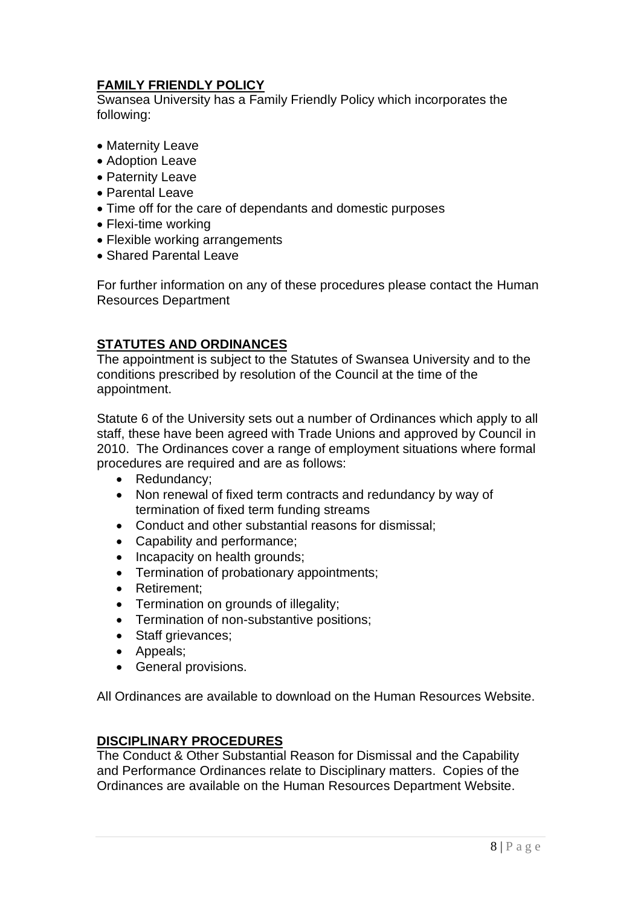## FAMILY FRIENDLY POLICY

Swansea University has a Family Friendly Policy which incorporates the following:

- Maternity Leave
- Adoption Leave
- Paternity Leave
- Parental Leave
- Time off for the care of dependants and domestic purposes
- Flexi-time working
- Flexible working arrangements
- Shared Parental Leave

For further information on any of these procedures please contact the Human Resources Department

## STATUTES AND ORDINANCES

The appointment is subject to the Statutes of Swansea University and to the conditions prescribed by resolution of the Council at the time of the appointment.

Statute 6 of the University sets out a number of Ordinances which apply to all staff, these have been agreed with Trade Unions and approved by Council in 2010. The Ordinances cover a range of employment situations where formal procedures are required and are as follows:

- Redundancy;
- Non renewal of fixed term contracts and redundancy by way of termination of fixed term funding streams
- Conduct and other substantial reasons for dismissal;
- Capability and performance;
- Incapacity on health grounds;
- Termination of probationary appointments;
- Retirement;
- Termination on grounds of illegality;
- Termination of non-substantive positions;
- Staff grievances;
- Appeals;
- General provisions.

All Ordinances are available to download on the Human Resources Website.

## DISCIPLINARY PROCEDURES

The Conduct & Other Substantial Reason for Dismissal and the Capability and Performance Ordinances relate to Disciplinary matters. Copies of the Ordinances are available on the Human Resources Department Website.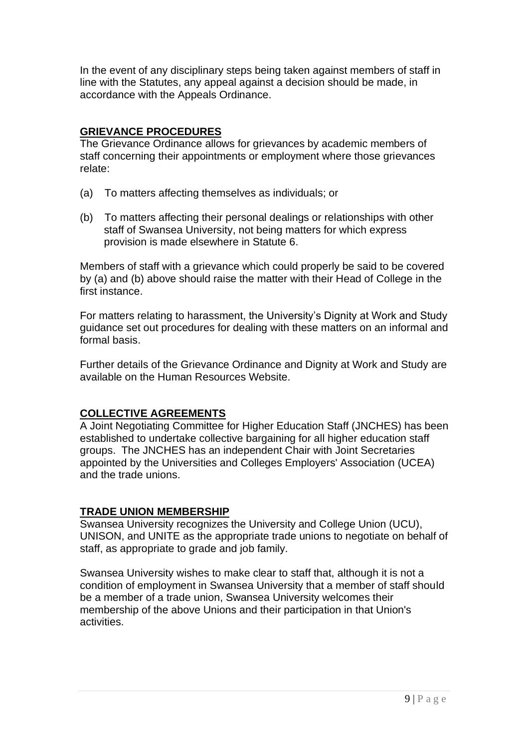In the event of any disciplinary steps being taken against members of staff in line with the Statutes, any appeal against a decision should be made, in accordance with the Appeals Ordinance.

## GRIEVANCE PROCEDURES

The Grievance Ordinance allows for grievances by academic members of staff concerning their appointments or employment where those grievances relate:

(a) To matters affecting themselves as individuals; or

(b) To matters affecting their personal dealings or relationships with other staff of Swansea University, not being matters for which express provision is made elsewhere in Statute 6.

Members of staff with a grievance which could properly be said to be covered by (a) and (b) above should raise the matter with their Head of College in the first instance.

For matters relating to harassment, the University's Dignity at Work and Study guidance set out procedures for dealing with these matters on an informal and formal basis.

Further details of the Grievance Ordinance and Dignity at Work and Study are available on the Human Resources Website.

## COLLECTIVE AGREEMENTS

A Joint Negotiating Committee for Higher Education Staff (JNCHES) has been established to undertake collective bargaining for all higher education staff groups. The JNCHES has an independent Chair with Joint Secretaries appointed by the Universities and Colleges Employers' Association (UCEA) and the trade unions.

## TRADE UNION MEMBERSHIP

Swansea University recognizes the University and College Union (UCU), UNISON, and UNITE as the appropriate trade unions to negotiate on behalf of staff, as appropriate to grade and job family.

Swansea University wishes to make clear to staff that, although it is not a condition of employment in Swansea University that a member of staff should be a member of a trade union, Swansea University welcomes their membership of the above Unions and their participation in that Union's activities.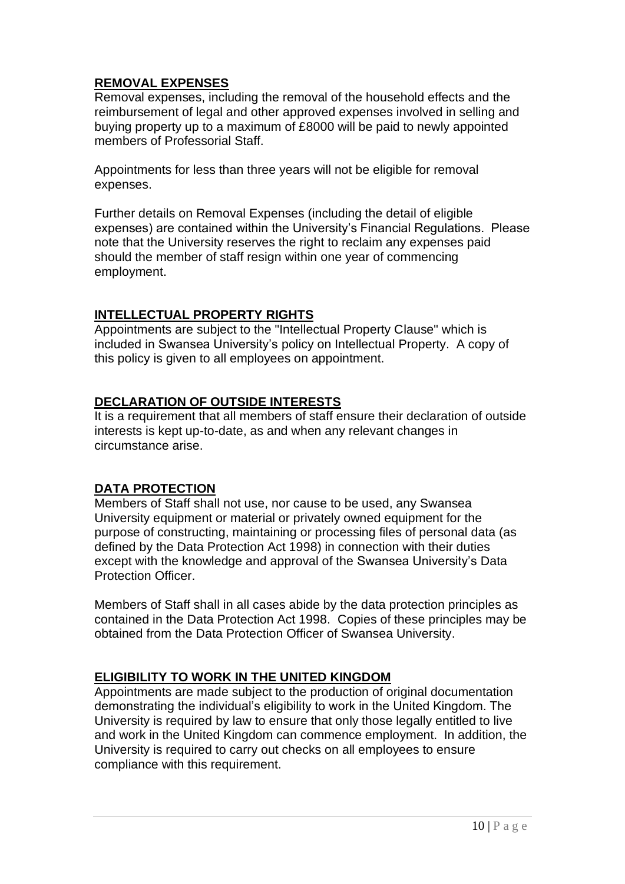## REMOVAL EXPENSES

Removal expenses, including the removal of the household effects and the reimbursement of legal and other approved expenses involved in selling and buying property up to a maximum of £8000 will be paid to newly appointed members of Professorial Staff.

Appointments for less than three years will not be eligible for removal expenses.

Further details on Removal Expenses (including the detail of eligible expenses) are contained within the University's Financial Regulations. Please note that the University reserves the right to reclaim any expenses paid should the member of staff resign within one year of commencing employment.

## INTELLECTUAL PROPERTY RIGHTS

Appointments are subject to the "Intellectual Property Clause" which is included in Swansea University's policy on Intellectual Property. A copy of this policy is given to all employees on appointment.

## DECLARATION OF OUTSIDE INTERESTS

It is a requirement that all members of staff ensure their declaration of outside interests is kept up-to-date, as and when any relevant changes in circumstance arise.

## DATA PROTECTION

Members of Staff shall not use, nor cause to be used, any Swansea University equipment or material or privately owned equipment for the purpose of constructing, maintaining or processing files of personal data (as defined by the Data Protection Act 1998) in connection with their duties except with the knowledge and approval of the Swansea University's Data Protection Officer.

Members of Staff shall in all cases abide by the data protection principles as contained in the Data Protection Act 1998. Copies of these principles may be obtained from the Data Protection Officer of Swansea University.

## ELIGIBILITY TO WORK IN THE UNITED KINGDOM

Appointments are made subject to the production of original documentation demonstrating the individual's eligibility to work in the United Kingdom. The University is required by law to ensure that only those legally entitled to live and work in the United Kingdom can commence employment. In addition, the University is required to carry out checks on all employees to ensure compliance with this requirement.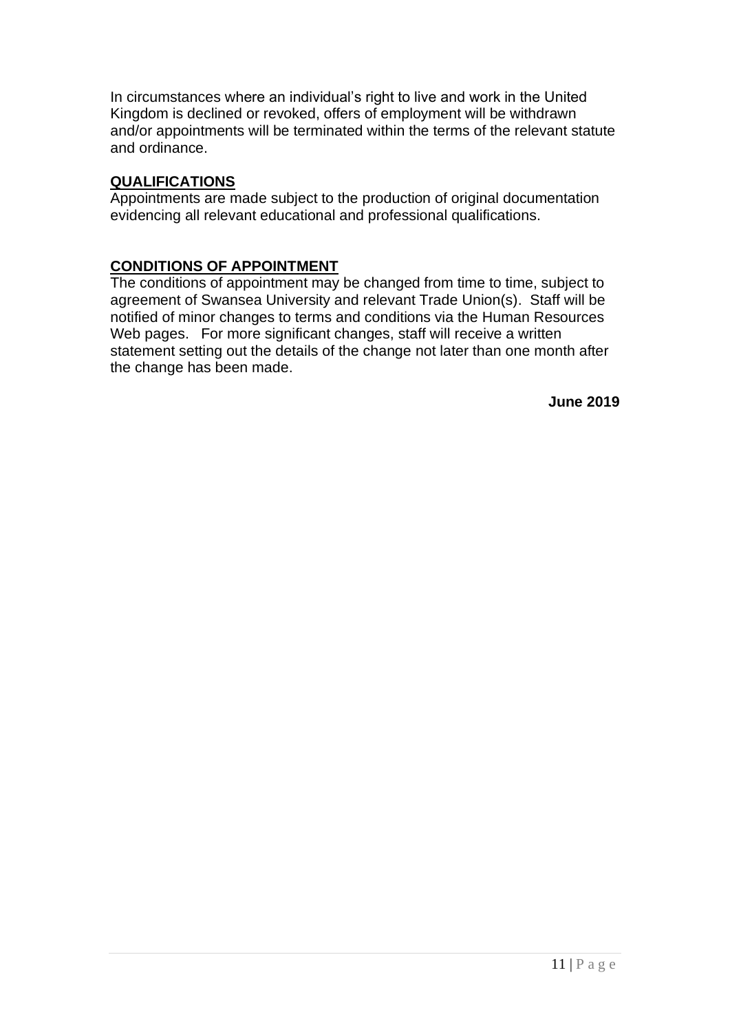In circumstances where an individual's right to live and work in the United Kingdom is declined or revoked, offers of employment will be withdrawn and/or appointments will be terminated within the terms of the relevant statute and ordinance.

## QUALIFICATIONS

Appointments are made subject to the production of original documentation evidencing all relevant educational and professional qualifications.

## CONDITIONS OF APPOINTMENT

The conditions of appointment may be changed from time to time, subject to agreement of Swansea University and relevant Trade Union(s). Staff will be notified of minor changes to terms and conditions via the Human Resources Web pages. For more significant changes, staff will receive a written statement setting out the details of the change not later than one month after the change has been made.

**June 2019**